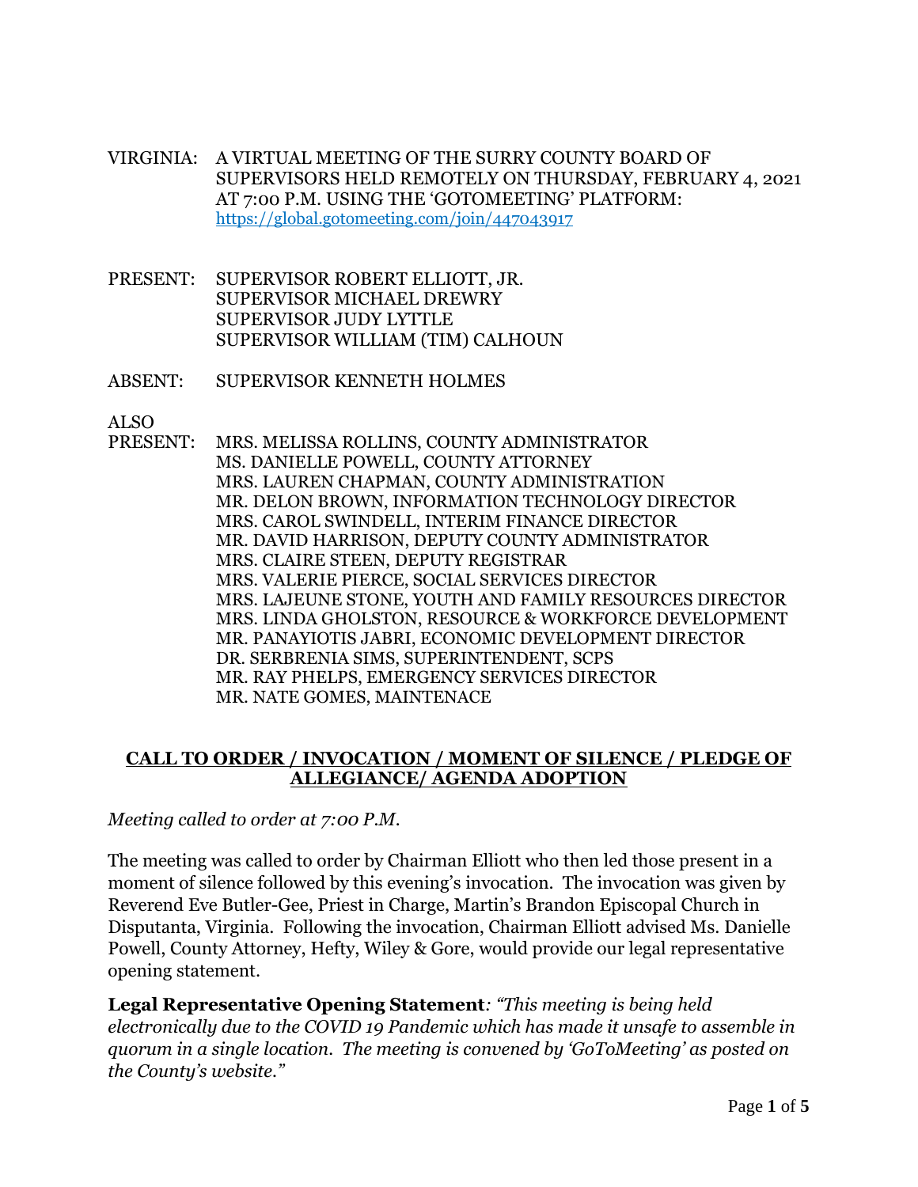VIRGINIA: A VIRTUAL MEETING OF THE SURRY COUNTY BOARD OF SUPERVISORS HELD REMOTELY ON THURSDAY, FEBRUARY 4, 2021 AT 7:00 P.M. USING THE 'GOTOMEETING' PLATFORM: https://global.gotomeeting.com/join/447043917

PRESENT: SUPERVISOR ROBERT ELLIOTT, JR.
SUPERVISOR MICHAEL DREWRY
SUPERVISOR JUDY LYTTLE
SUPERVISOR WILLIAM (TIM) CALHOUN

ABSENT: SUPERVISOR KENNETH HOLMES

ALSO PRESENT: MRS. MELISSA ROLLINS, COUNTY ADMINISTRATOR
MS. DANIELLE POWELL, COUNTY ATTORNEY
MRS. LAUREN CHAPMAN, COUNTY ADMINISTRATION
MR. DELON BROWN, INFORMATION TECHNOLOGY DIRECTOR
MRS. CAROL SWINDELL, INTERIM FINANCE DIRECTOR
MR. DAVID HARRISON, DEPUTY COUNTY ADMINISTRATOR
MRS. CLAIRE STEEN, DEPUTY REGISTRAR
MRS. VALERIE PIERCE, SOCIAL SERVICES DIRECTOR
MRS. LAJEUNE STONE, YOUTH AND FAMILY RESOURCES DIRECTOR
MRS. LINDA GHOLSTON, RESOURCE & WORKFORCE DEVELOPMENT
MR. PANAYIOTIS JABRI, ECONOMIC DEVELOPMENT DIRECTOR
DR. SERBRENIA SIMS, SUPERINTENDENT, SCPS
MR. RAY PHELPS, EMERGENCY SERVICES DIRECTOR
MR. NATE GOMES, MAINTENACE

## CALL TO ORDER / INVOCATION / MOMENT OF SILENCE / PLEDGE OF ALLEGIANCE/ AGENDA ADOPTION

*Meeting called to order at 7:00 P.M.*

The meeting was called to order by Chairman Elliott who then led those present in a moment of silence followed by this evening's invocation. The invocation was given by Reverend Eve Butler-Gee, Priest in Charge, Martin's Brandon Episcopal Church in Disputanta, Virginia. Following the invocation, Chairman Elliott advised Ms. Danielle Powell, County Attorney, Hefty, Wiley & Gore, would provide our legal representative opening statement.

**Legal Representative Opening Statement***: "This meeting is being held electronically due to the COVID 19 Pandemic which has made it unsafe to assemble in quorum in a single location. The meeting is convened by 'GoToMeeting' as posted on the County's website."*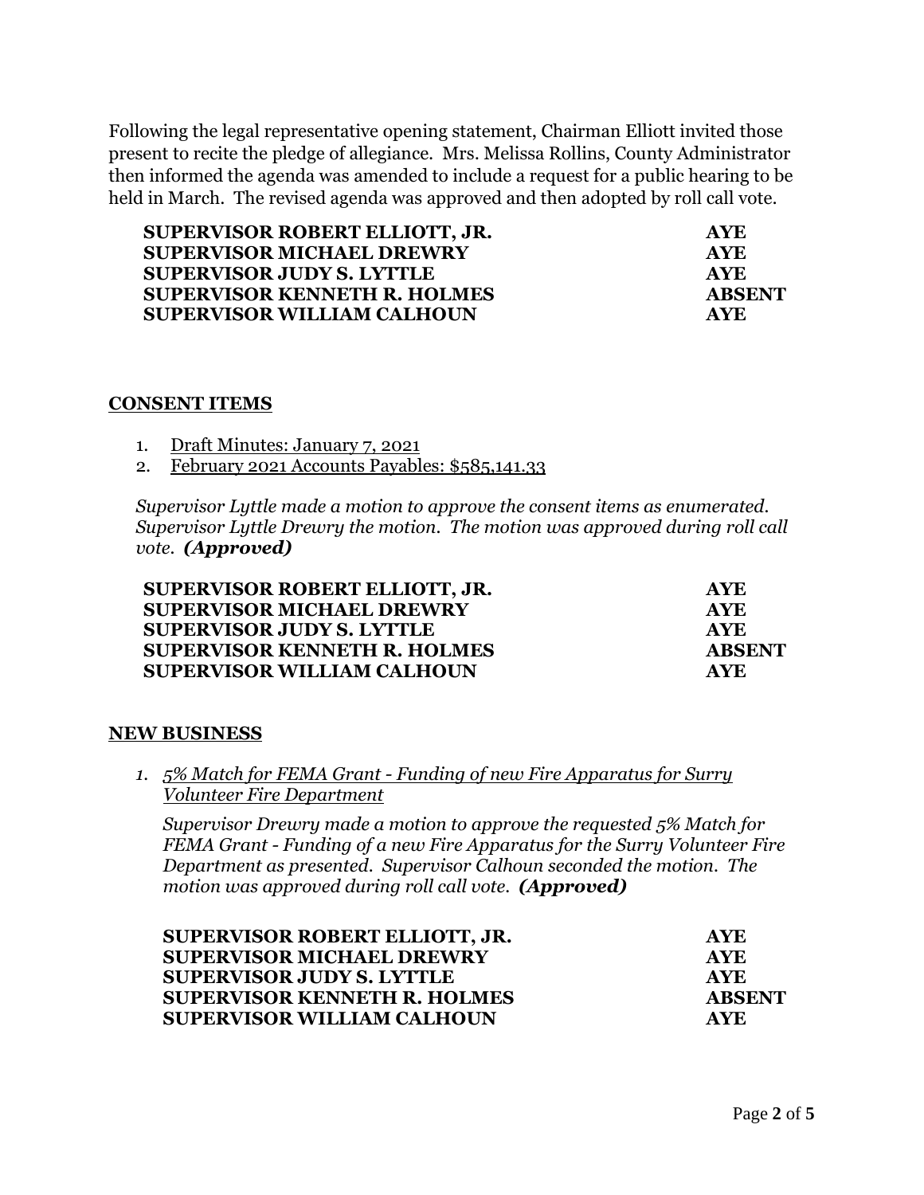Following the legal representative opening statement, Chairman Elliott invited those present to recite the pledge of allegiance. Mrs. Melissa Rollins, County Administrator then informed the agenda was amended to include a request for a public hearing to be held in March. The revised agenda was approved and then adopted by roll call vote.

| | |
|---|---|
| **SUPERVISOR ROBERT ELLIOTT, JR.** | **AYE** |
| **SUPERVISOR MICHAEL DREWRY** | **AYE** |
| **SUPERVISOR JUDY S. LYTTLE** | **AYE** |
| **SUPERVISOR KENNETH R. HOLMES** | **ABSENT** |
| **SUPERVISOR WILLIAM CALHOUN** | **AYE** |

## CONSENT ITEMS

1. Draft Minutes: January 7, 2021
2. February 2021 Accounts Payables: $585,141.33

*Supervisor Lyttle made a motion to approve the consent items as enumerated. Supervisor Lyttle Drewry the motion. The motion was approved during roll call vote.* ***(Approved)***

| | |
|---|---|
| **SUPERVISOR ROBERT ELLIOTT, JR.** | **AYE** |
| **SUPERVISOR MICHAEL DREWRY** | **AYE** |
| **SUPERVISOR JUDY S. LYTTLE** | **AYE** |
| **SUPERVISOR KENNETH R. HOLMES** | **ABSENT** |
| **SUPERVISOR WILLIAM CALHOUN** | **AYE** |

## NEW BUSINESS

1. *5% Match for FEMA Grant - Funding of new Fire Apparatus for Surry Volunteer Fire Department*

   *Supervisor Drewry made a motion to approve the requested 5% Match for FEMA Grant - Funding of a new Fire Apparatus for the Surry Volunteer Fire Department as presented. Supervisor Calhoun seconded the motion. The motion was approved during roll call vote.* ***(Approved)***

| | |
|---|---|
| **SUPERVISOR ROBERT ELLIOTT, JR.** | **AYE** |
| **SUPERVISOR MICHAEL DREWRY** | **AYE** |
| **SUPERVISOR JUDY S. LYTTLE** | **AYE** |
| **SUPERVISOR KENNETH R. HOLMES** | **ABSENT** |
| **SUPERVISOR WILLIAM CALHOUN** | **AYE** |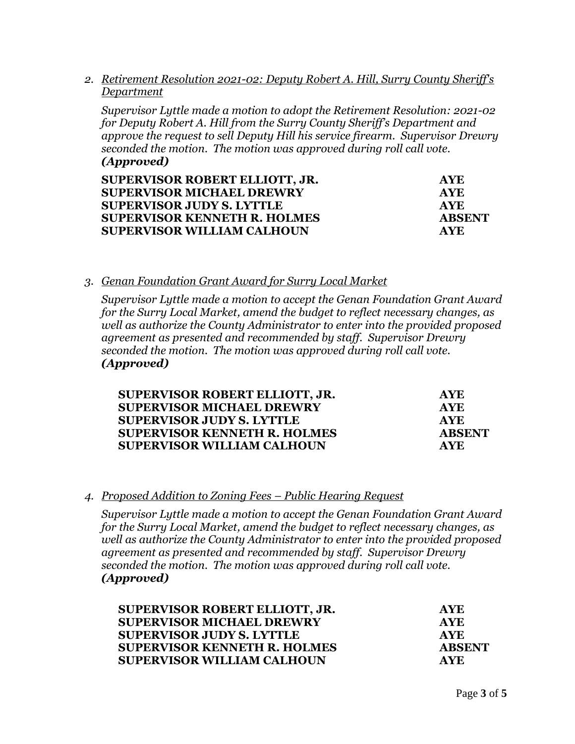2. *Retirement Resolution 2021-02: Deputy Robert A. Hill, Surry County Sheriff's Department*

   *Supervisor Lyttle made a motion to adopt the Retirement Resolution: 2021-02 for Deputy Robert A. Hill from the Surry County Sheriff's Department and approve the request to sell Deputy Hill his service firearm. Supervisor Drewry seconded the motion. The motion was approved during roll call vote.* ***(Approved)***

   | | |
   |---|---|
   | **SUPERVISOR ROBERT ELLIOTT, JR.** | **AYE** |
   | **SUPERVISOR MICHAEL DREWRY** | **AYE** |
   | **SUPERVISOR JUDY S. LYTTLE** | **AYE** |
   | **SUPERVISOR KENNETH R. HOLMES** | **ABSENT** |
   | **SUPERVISOR WILLIAM CALHOUN** | **AYE** |

3. *Genan Foundation Grant Award for Surry Local Market*

   *Supervisor Lyttle made a motion to accept the Genan Foundation Grant Award for the Surry Local Market, amend the budget to reflect necessary changes, as well as authorize the County Administrator to enter into the provided proposed agreement as presented and recommended by staff. Supervisor Drewry seconded the motion. The motion was approved during roll call vote.* ***(Approved)***

   | | |
   |---|---|
   | **SUPERVISOR ROBERT ELLIOTT, JR.** | **AYE** |
   | **SUPERVISOR MICHAEL DREWRY** | **AYE** |
   | **SUPERVISOR JUDY S. LYTTLE** | **AYE** |
   | **SUPERVISOR KENNETH R. HOLMES** | **ABSENT** |
   | **SUPERVISOR WILLIAM CALHOUN** | **AYE** |

4. *Proposed Addition to Zoning Fees – Public Hearing Request*

   *Supervisor Lyttle made a motion to accept the Genan Foundation Grant Award for the Surry Local Market, amend the budget to reflect necessary changes, as well as authorize the County Administrator to enter into the provided proposed agreement as presented and recommended by staff. Supervisor Drewry seconded the motion. The motion was approved during roll call vote.* ***(Approved)***

   | | |
   |---|---|
   | **SUPERVISOR ROBERT ELLIOTT, JR.** | **AYE** |
   | **SUPERVISOR MICHAEL DREWRY** | **AYE** |
   | **SUPERVISOR JUDY S. LYTTLE** | **AYE** |
   | **SUPERVISOR KENNETH R. HOLMES** | **ABSENT** |
   | **SUPERVISOR WILLIAM CALHOUN** | **AYE** |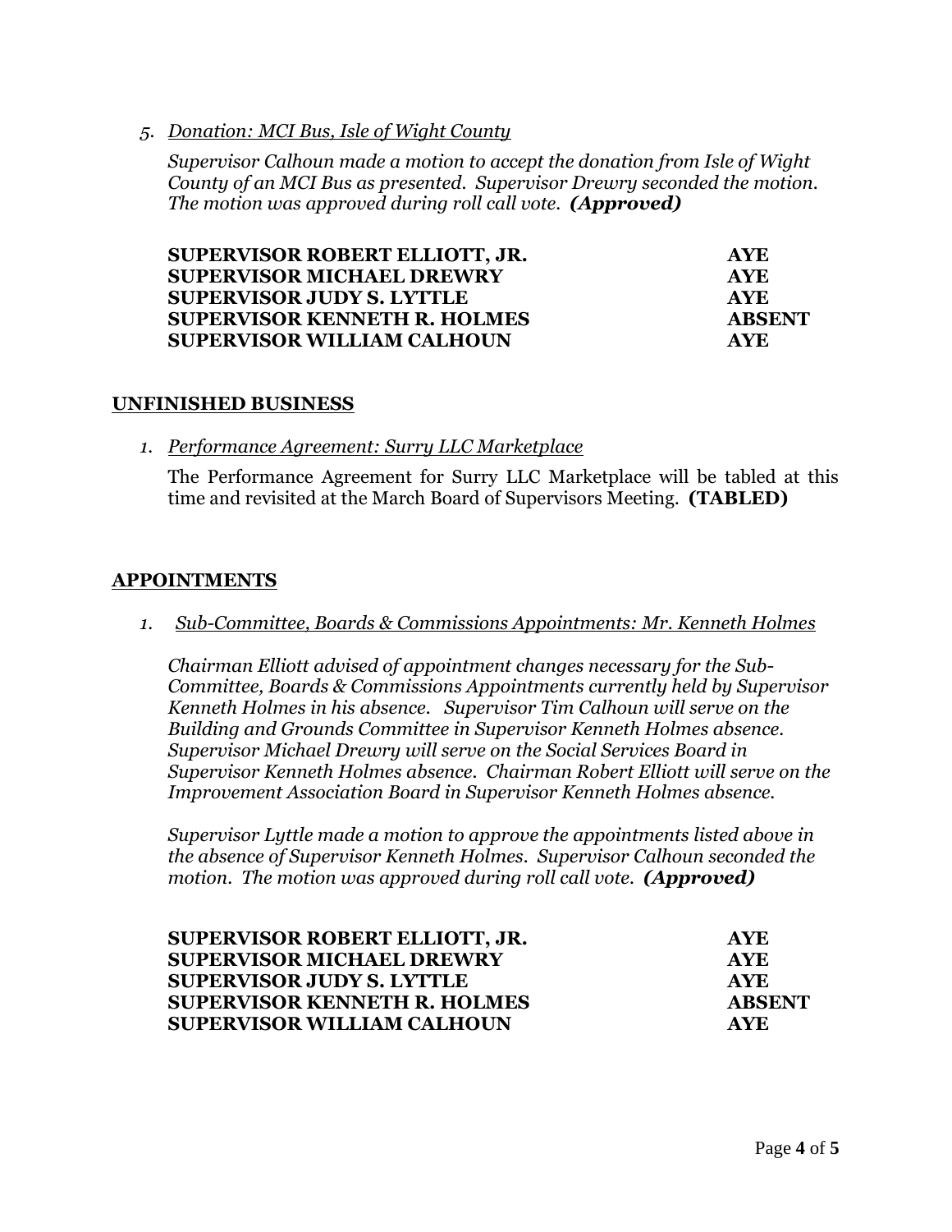5. *Donation: MCI Bus, Isle of Wight County*

   *Supervisor Calhoun made a motion to accept the donation from Isle of Wight County of an MCI Bus as presented. Supervisor Drewry seconded the motion. The motion was approved during roll call vote.* ***(Approved)***

| | |
|---|---|
| **SUPERVISOR ROBERT ELLIOTT, JR.** | **AYE** |
| **SUPERVISOR MICHAEL DREWRY** | **AYE** |
| **SUPERVISOR JUDY S. LYTTLE** | **AYE** |
| **SUPERVISOR KENNETH R. HOLMES** | **ABSENT** |
| **SUPERVISOR WILLIAM CALHOUN** | **AYE** |

## UNFINISHED BUSINESS

1. *Performance Agreement: Surry LLC Marketplace*

   The Performance Agreement for Surry LLC Marketplace will be tabled at this time and revisited at the March Board of Supervisors Meeting. **(TABLED)**

## APPOINTMENTS

1. *Sub-Committee, Boards & Commissions Appointments: Mr. Kenneth Holmes*

   *Chairman Elliott advised of appointment changes necessary for the Sub-Committee, Boards & Commissions Appointments currently held by Supervisor Kenneth Holmes in his absence. Supervisor Tim Calhoun will serve on the Building and Grounds Committee in Supervisor Kenneth Holmes absence. Supervisor Michael Drewry will serve on the Social Services Board in Supervisor Kenneth Holmes absence. Chairman Robert Elliott will serve on the Improvement Association Board in Supervisor Kenneth Holmes absence.*

   *Supervisor Lyttle made a motion to approve the appointments listed above in the absence of Supervisor Kenneth Holmes. Supervisor Calhoun seconded the motion. The motion was approved during roll call vote.* ***(Approved)***

| | |
|---|---|
| **SUPERVISOR ROBERT ELLIOTT, JR.** | **AYE** |
| **SUPERVISOR MICHAEL DREWRY** | **AYE** |
| **SUPERVISOR JUDY S. LYTTLE** | **AYE** |
| **SUPERVISOR KENNETH R. HOLMES** | **ABSENT** |
| **SUPERVISOR WILLIAM CALHOUN** | **AYE** |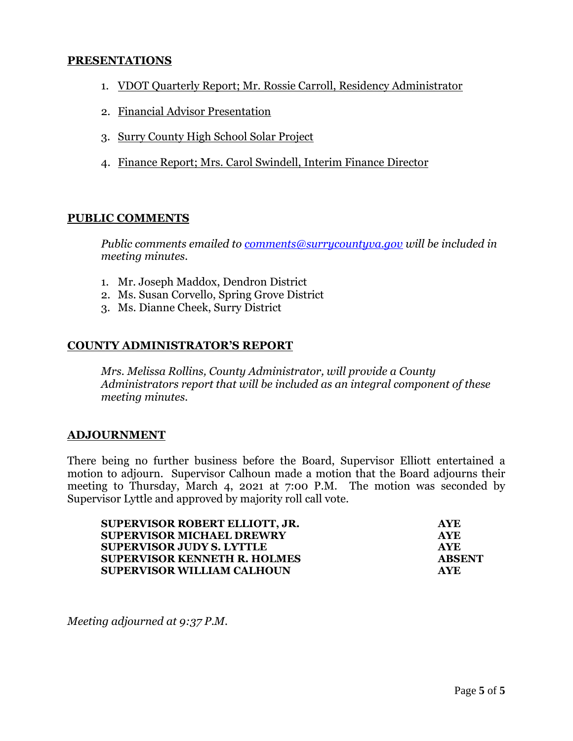## PRESENTATIONS

1. VDOT Quarterly Report; Mr. Rossie Carroll, Residency Administrator
2. Financial Advisor Presentation
3. Surry County High School Solar Project
4. Finance Report; Mrs. Carol Swindell, Interim Finance Director

## PUBLIC COMMENTS

*Public comments emailed to comments@surrycountyva.gov will be included in meeting minutes.*

1. Mr. Joseph Maddox, Dendron District
2. Ms. Susan Corvello, Spring Grove District
3. Ms. Dianne Cheek, Surry District

## COUNTY ADMINISTRATOR'S REPORT

*Mrs. Melissa Rollins, County Administrator, will provide a County Administrators report that will be included as an integral component of these meeting minutes.*

## ADJOURNMENT

There being no further business before the Board, Supervisor Elliott entertained a motion to adjourn. Supervisor Calhoun made a motion that the Board adjourns their meeting to Thursday, March 4, 2021 at 7:00 P.M. The motion was seconded by Supervisor Lyttle and approved by majority roll call vote.

| | |
|---|---|
| **SUPERVISOR ROBERT ELLIOTT, JR.** | **AYE** |
| **SUPERVISOR MICHAEL DREWRY** | **AYE** |
| **SUPERVISOR JUDY S. LYTTLE** | **AYE** |
| **SUPERVISOR KENNETH R. HOLMES** | **ABSENT** |
| **SUPERVISOR WILLIAM CALHOUN** | **AYE** |

*Meeting adjourned at 9:37 P.M.*